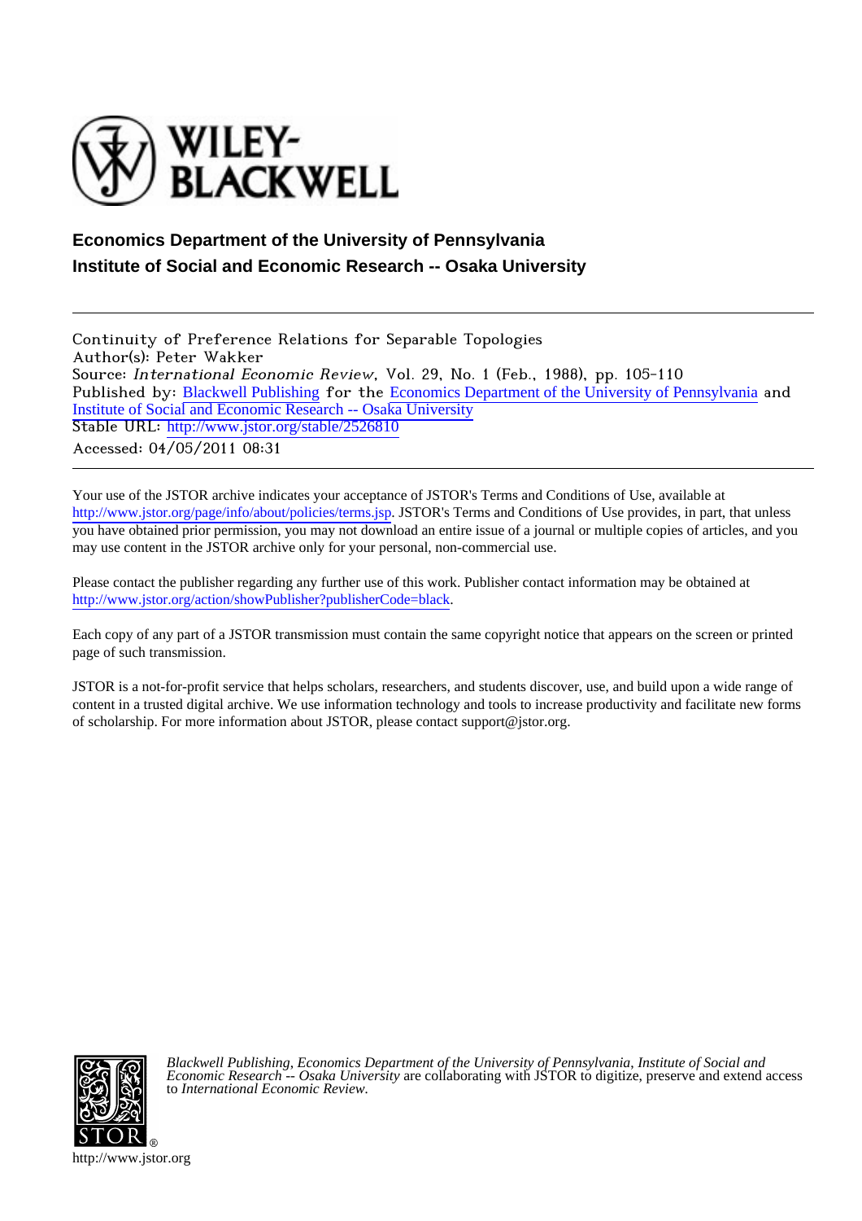**Economics Department of the University of Pennsylvania**
**Institute of Social and Economic Research -- Osaka University**

---

Continuity of Preference Relations for Separable Topologies
Author(s): Peter Wakker
Source: *International Economic Review*, Vol. 29, No. 1 (Feb., 1988), pp. 105-110
Published by: Blackwell Publishing for the Economics Department of the University of Pennsylvania and Institute of Social and Economic Research -- Osaka University
Stable URL: http://www.jstor.org/stable/2526810
Accessed: 04/05/2011 08:31

---

Your use of the JSTOR archive indicates your acceptance of JSTOR's Terms and Conditions of Use, available at http://www.jstor.org/page/info/about/policies/terms.jsp. JSTOR's Terms and Conditions of Use provides, in part, that unless you have obtained prior permission, you may not download an entire issue of a journal or multiple copies of articles, and you may use content in the JSTOR archive only for your personal, non-commercial use.

Please contact the publisher regarding any further use of this work. Publisher contact information may be obtained at http://www.jstor.org/action/showPublisher?publisherCode=black.

Each copy of any part of a JSTOR transmission must contain the same copyright notice that appears on the screen or printed page of such transmission.

JSTOR is a not-for-profit service that helps scholars, researchers, and students discover, use, and build upon a wide range of content in a trusted digital archive. We use information technology and tools to increase productivity and facilitate new forms of scholarship. For more information about JSTOR, please contact support@jstor.org.

*Blackwell Publishing, Economics Department of the University of Pennsylvania, Institute of Social and Economic Research -- Osaka University* are collaborating with JSTOR to digitize, preserve and extend access to *International Economic Review.*

http://www.jstor.org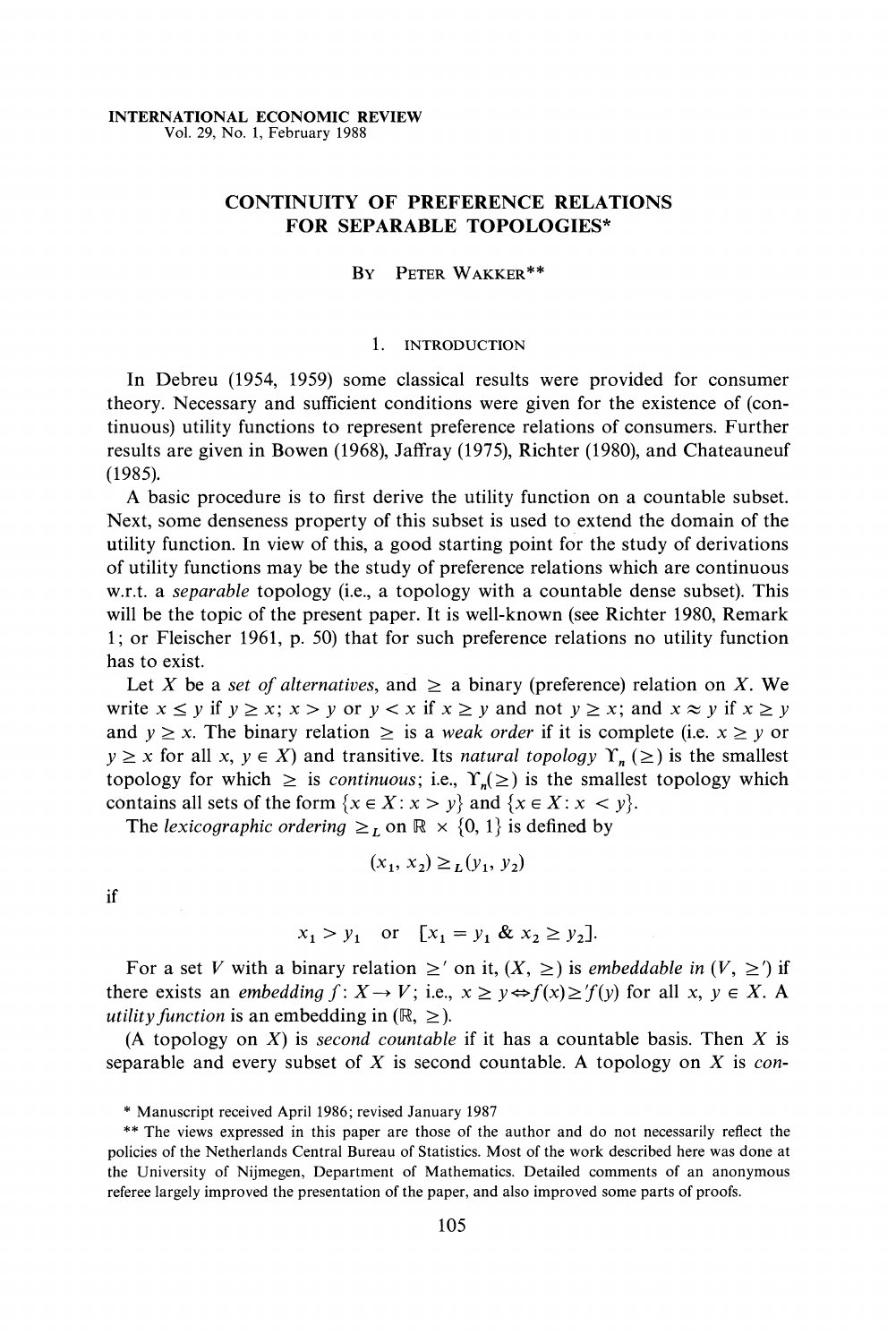INTERNATIONAL ECONOMIC REVIEW
Vol. 29, No. 1, February 1988

# CONTINUITY OF PREFERENCE RELATIONS FOR SEPARABLE TOPOLOGIES*

By Peter Wakker**

## 1. Introduction

In Debreu (1954, 1959) some classical results were provided for consumer theory. Necessary and sufficient conditions were given for the existence of (continuous) utility functions to represent preference relations of consumers. Further results are given in Bowen (1968), Jaffray (1975), Richter (1980), and Chateauneuf (1985).

A basic procedure is to first derive the utility function on a countable subset. Next, some denseness property of this subset is used to extend the domain of the utility function. In view of this, a good starting point for the study of derivations of utility functions may be the study of preference relations which are continuous w.r.t. a *separable* topology (i.e., a topology with a countable dense subset). This will be the topic of the present paper. It is well-known (see Richter 1980, Remark 1; or Fleischer 1961, p. 50) that for such preference relations no utility function has to exist.

Let $X$ be a *set of alternatives*, and $\geq$ a binary (preference) relation on $X$. We write $x \leq y$ if $y \geq x$; $x > y$ or $y < x$ if $x \geq y$ and not $y \geq x$; and $x \approx y$ if $x \geq y$ and $y \geq x$. The binary relation $\geq$ is a *weak order* if it is complete (i.e. $x \geq y$ or $y \geq x$ for all $x, y \in X$) and transitive. Its *natural topology* $\Upsilon_n(\geq)$ is the smallest topology for which $\geq$ is *continuous*; i.e., $\Upsilon_n(\geq)$ is the smallest topology which contains all sets of the form $\{x \in X : x > y\}$ and $\{x \in X : x < y\}$.

The *lexicographic ordering* $\geq_L$ on $\mathbb{R} \times \{0, 1\}$ is defined by

$$(x_1, x_2) \geq_L (y_1, y_2)$$

if

$$x_1 > y_1 \quad \text{or} \quad [x_1 = y_1 \; \& \; x_2 \geq y_2].$$

For a set $V$ with a binary relation $\geq'$ on it, $(X, \geq)$ is *embeddable in* $(V, \geq')$ if there exists an *embedding* $f: X \to V$; i.e., $x \geq y \Leftrightarrow f(x) \geq' f(y)$ for all $x, y \in X$. A *utility function* is an embedding in $(\mathbb{R}, \geq)$.

(A topology on $X$) is *second countable* if it has a countable basis. Then $X$ is separable and every subset of $X$ is second countable. A topology on $X$ is *con-*

---

\* Manuscript received April 1986; revised January 1987

\*\* The views expressed in this paper are those of the author and do not necessarily reflect the policies of the Netherlands Central Bureau of Statistics. Most of the work described here was done at the University of Nijmegen, Department of Mathematics. Detailed comments of an anonymous referee largely improved the presentation of the paper, and also improved some parts of proofs.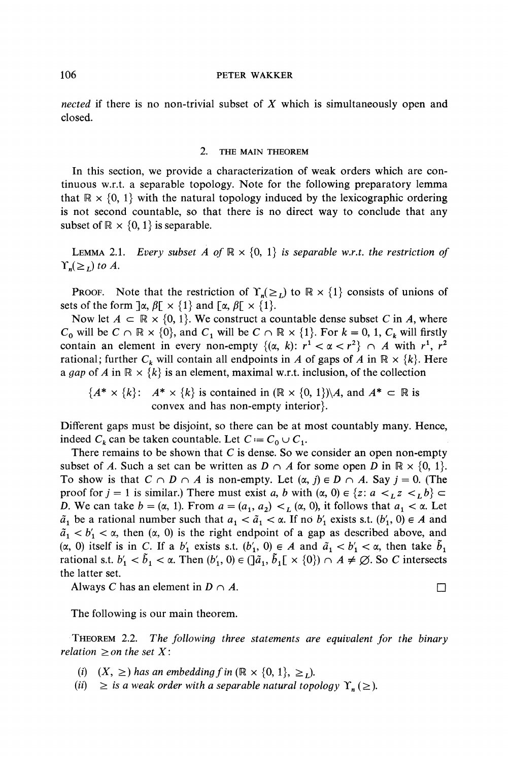*nected* if there is no non-trivial subset of $X$ which is simultaneously open and closed.

## 2. THE MAIN THEOREM

In this section, we provide a characterization of weak orders which are continuous w.r.t. a separable topology. Note for the following preparatory lemma that $\mathbb{R} \times \{0, 1\}$ with the natural topology induced by the lexicographic ordering is not second countable, so that there is no direct way to conclude that any subset of $\mathbb{R} \times \{0, 1\}$ is separable.

LEMMA 2.1. *Every subset $A$ of $\mathbb{R} \times \{0, 1\}$ is separable w.r.t. the restriction of $\Upsilon_n(\geq_L)$ to $A$.*

PROOF. Note that the restriction of $\Upsilon_n(\geq_L)$ to $\mathbb{R} \times \{1\}$ consists of unions of sets of the form $]\alpha, \beta[ \times \{1\}$ and $[\alpha, \beta[ \times \{1\}$.

Now let $A \subset \mathbb{R} \times \{0, 1\}$. We construct a countable dense subset $C$ in $A$, where $C_0$ will be $C \cap \mathbb{R} \times \{0\}$, and $C_1$ will be $C \cap \mathbb{R} \times \{1\}$. For $k = 0, 1$, $C_k$ will firstly contain an element in every non-empty $\{(\alpha, k): r^1 < \alpha < r^2\} \cap A$ with $r^1$, $r^2$ rational; further $C_k$ will contain all endpoints in $A$ of gaps of $A$ in $\mathbb{R} \times \{k\}$. Here a *gap* of $A$ in $\mathbb{R} \times \{k\}$ is an element, maximal w.r.t. inclusion, of the collection

$$\{A^* \times \{k\}: \; A^* \times \{k\} \text{ is contained in } (\mathbb{R} \times \{0, 1\})\backslash A, \text{ and } A^* \subset \mathbb{R} \text{ is convex and has non-empty interior}\}.$$

Different gaps must be disjoint, so there can be at most countably many. Hence, indeed $C_k$ can be taken countable. Let $C := C_0 \cup C_1$.

There remains to be shown that $C$ is dense. So we consider an open non-empty subset of $A$. Such a set can be written as $D \cap A$ for some open $D$ in $\mathbb{R} \times \{0, 1\}$. To show is that $C \cap D \cap A$ is non-empty. Let $(\alpha, j) \in D \cap A$. Say $j = 0$. (The proof for $j = 1$ is similar.) There must exist $a$, $b$ with $(\alpha, 0) \in \{z: a <_L z <_L b\} \subset D$. We can take $b = (\alpha, 1)$. From $a = (a_1, a_2) <_L (\alpha, 0)$, it follows that $a_1 < \alpha$. Let $\tilde{a}_1$ be a rational number such that $a_1 < \tilde{a}_1 < \alpha$. If no $b'_1$ exists s.t. $(b'_1, 0) \in A$ and $\tilde{a}_1 < b'_1 < \alpha$, then $(\alpha, 0)$ is the right endpoint of a gap as described above, and $(\alpha, 0)$ itself is in $C$. If a $b'_1$ exists s.t. $(b'_1, 0) \in A$ and $\tilde{a}_1 < b'_1 < \alpha$, then take $\tilde{b}_1$ rational s.t. $b'_1 < \tilde{b}_1 < \alpha$. Then $(b'_1, 0) \in (]\tilde{a}_1, \tilde{b}_1[ \times \{0\}) \cap A \neq \varnothing$. So $C$ intersects the latter set.

Always $C$ has an element in $D \cap A$. □

The following is our main theorem.

THEOREM 2.2. *The following three statements are equivalent for the binary relation $\geq$ on the set $X$:*

(i) *$(X, \geq)$ has an embedding $f$ in $(\mathbb{R} \times \{0, 1\}, \geq_L)$.*
(ii) *$\geq$ is a weak order with a separable natural topology $\Upsilon_n(\geq)$.*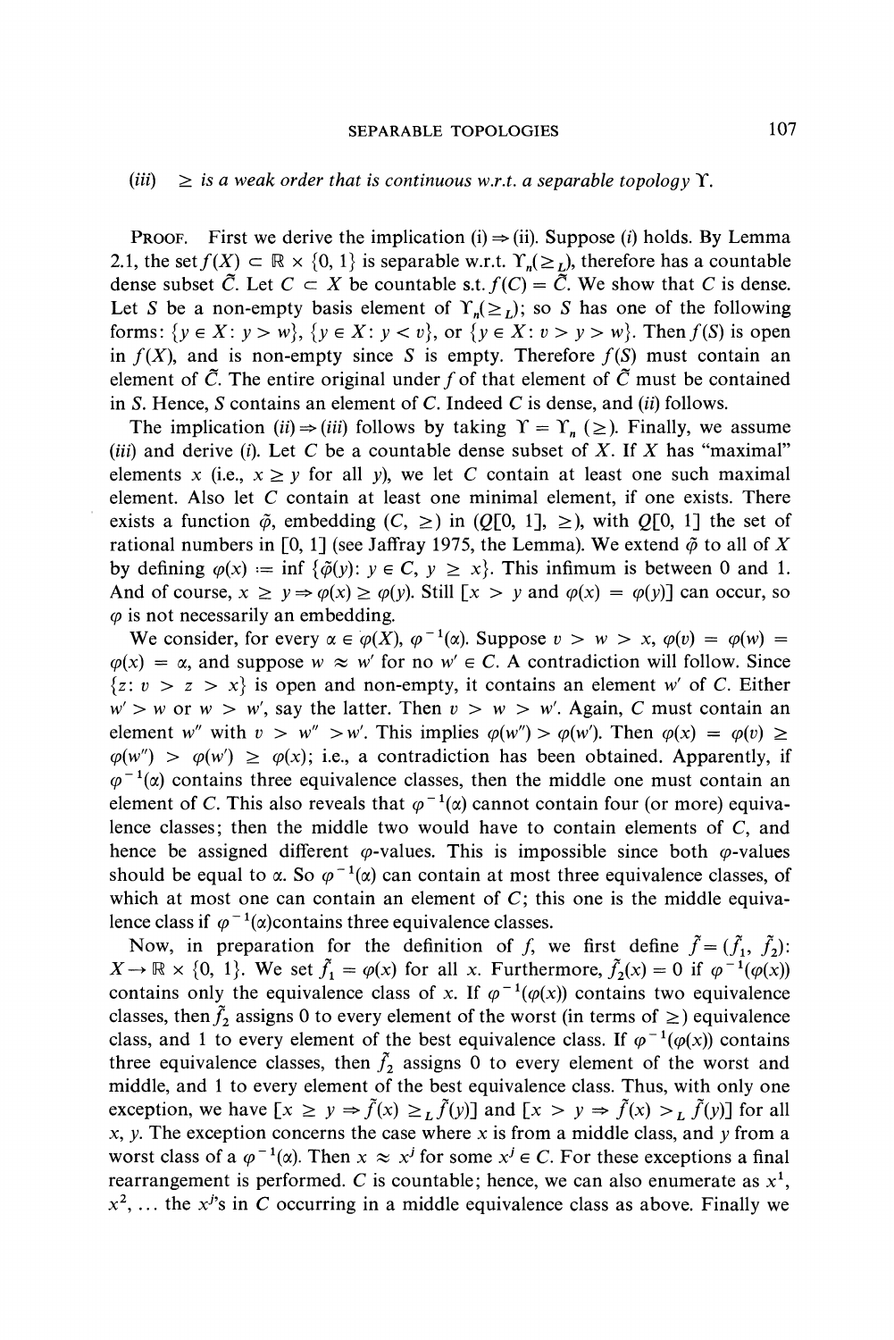(*iii*) $\geq$ *is a weak order that is continuous w.r.t. a separable topology* $\Upsilon$.

PROOF. First we derive the implication (i) $\Rightarrow$ (ii). Suppose (*i*) holds. By Lemma 2.1, the set $f(X) \subset \mathbb{R} \times \{0, 1\}$ is separable w.r.t. $\Upsilon_n(\geq_L)$, therefore has a countable dense subset $\tilde{C}$. Let $C \subset X$ be countable s.t. $f(C) = \tilde{C}$. We show that $C$ is dense. Let $S$ be a non-empty basis element of $\Upsilon_n(\geq_L)$; so $S$ has one of the following forms: $\{y \in X: y > w\}$, $\{y \in X: y < v\}$, or $\{y \in X: v > y > w\}$. Then $f(S)$ is open in $f(X)$, and is non-empty since $S$ is empty. Therefore $f(S)$ must contain an element of $\tilde{C}$. The entire original under $f$ of that element of $\tilde{C}$ must be contained in $S$. Hence, $S$ contains an element of $C$. Indeed $C$ is dense, and (*ii*) follows.

The implication (*ii*) $\Rightarrow$ (*iii*) follows by taking $\Upsilon = \Upsilon_n(\geq)$. Finally, we assume (*iii*) and derive (*i*). Let $C$ be a countable dense subset of $X$. If $X$ has "maximal" elements $x$ (i.e., $x \geq y$ for all $y$), we let $C$ contain at least one such maximal element. Also let $C$ contain at least one minimal element, if one exists. There exists a function $\tilde{\varphi}$, embedding $(C, \geq)$ in $(Q[0, 1], \geq)$, with $Q[0, 1]$ the set of rational numbers in $[0, 1]$ (see Jaffray 1975, the Lemma). We extend $\tilde{\varphi}$ to all of $X$ by defining $\varphi(x) := \inf \{\tilde{\varphi}(y): y \in C, y \geq x\}$. This infimum is between 0 and 1. And of course, $x \geq y \Rightarrow \varphi(x) \geq \varphi(y)$. Still $[x > y$ and $\varphi(x) = \varphi(y)]$ can occur, so $\varphi$ is not necessarily an embedding.

We consider, for every $\alpha \in \varphi(X)$, $\varphi^{-1}(\alpha)$. Suppose $v > w > x$, $\varphi(v) = \varphi(w) = \varphi(x) = \alpha$, and suppose $w \approx w'$ for no $w' \in C$. A contradiction will follow. Since $\{z: v > z > x\}$ is open and non-empty, it contains an element $w'$ of $C$. Either $w' > w$ or $w > w'$, say the latter. Then $v > w > w'$. Again, $C$ must contain an element $w''$ with $v > w'' > w'$. This implies $\varphi(w'') > \varphi(w')$. Then $\varphi(x) = \varphi(v) \geq \varphi(w'') > \varphi(w') \geq \varphi(x)$; i.e., a contradiction has been obtained. Apparently, if $\varphi^{-1}(\alpha)$ contains three equivalence classes, then the middle one must contain an element of $C$. This also reveals that $\varphi^{-1}(\alpha)$ cannot contain four (or more) equivalence classes; then the middle two would have to contain elements of $C$, and hence be assigned different $\varphi$-values. This is impossible since both $\varphi$-values should be equal to $\alpha$. So $\varphi^{-1}(\alpha)$ can contain at most three equivalence classes, of which at most one can contain an element of $C$; this one is the middle equivalence class if $\varphi^{-1}(\alpha)$contains three equivalence classes.

Now, in preparation for the definition of $f$, we first define $\tilde{f} = (\tilde{f}_1, \tilde{f}_2)$: $X \to \mathbb{R} \times \{0, 1\}$. We set $\tilde{f}_1 = \varphi(x)$ for all $x$. Furthermore, $\tilde{f}_2(x) = 0$ if $\varphi^{-1}(\varphi(x))$ contains only the equivalence class of $x$. If $\varphi^{-1}(\varphi(x))$ contains two equivalence classes, then $\tilde{f}_2$ assigns 0 to every element of the worst (in terms of $\geq$) equivalence class, and 1 to every element of the best equivalence class. If $\varphi^{-1}(\varphi(x))$ contains three equivalence classes, then $\tilde{f}_2$ assigns 0 to every element of the worst and middle, and 1 to every element of the best equivalence class. Thus, with only one exception, we have $[x \geq y \Rightarrow \tilde{f}(x) \geq_L \tilde{f}(y)]$ and $[x > y \Rightarrow \tilde{f}(x) >_L \tilde{f}(y)]$ for all $x$, $y$. The exception concerns the case where $x$ is from a middle class, and $y$ from a worst class of a $\varphi^{-1}(\alpha)$. Then $x \approx x^j$ for some $x^j \in C$. For these exceptions a final rearrangement is performed. $C$ is countable; hence, we can also enumerate as $x^1$, $x^2$, ... the $x^j$'s in $C$ occurring in a middle equivalence class as above. Finally we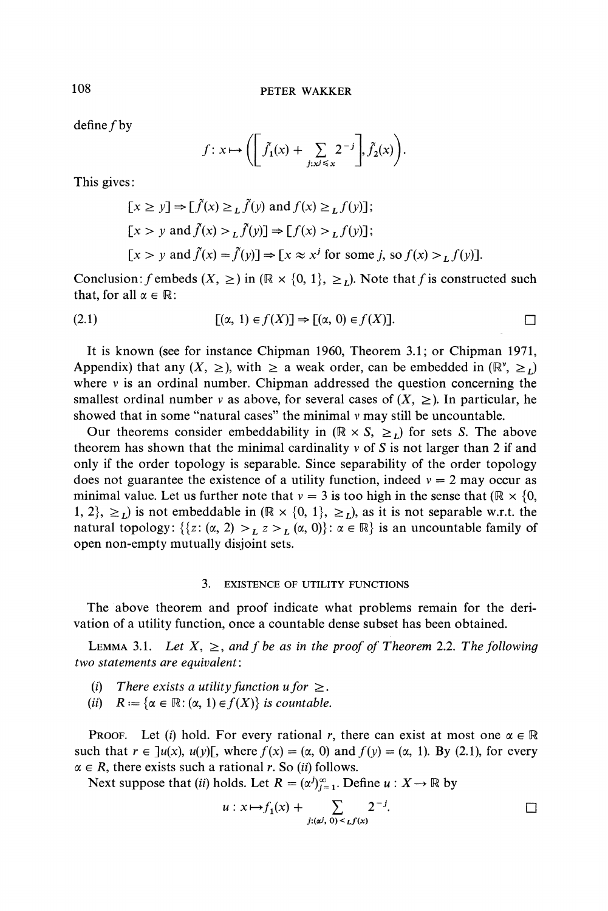define $f$ by

$$f: x \mapsto \left( \left[ \tilde{f}_1(x) + \sum_{j: x^j \leqslant x} 2^{-j} \right], \tilde{f}_2(x) \right).$$

This gives:

$$[x \geq y] \Rightarrow [\tilde{f}(x) \geq_L \tilde{f}(y) \text{ and } f(x) \geq_L f(y)];$$

$$[x > y \text{ and } \tilde{f}(x) >_L \tilde{f}(y)] \Rightarrow [f(x) >_L f(y)];$$

$$[x > y \text{ and } \tilde{f}(x) = \tilde{f}(y)] \Rightarrow [x \approx x^j \text{ for some } j, \text{ so } f(x) >_L f(y)].$$

Conclusion: $f$ embeds $(X, \geq)$ in $(\mathbb{R} \times \{0, 1\}, \geq_L)$. Note that $f$ is constructed such that, for all $\alpha \in \mathbb{R}$:

$$(2.1) \qquad [(\alpha, 1) \in f(X)] \Rightarrow [(\alpha, 0) \in f(X)]. \qquad \square$$

It is known (see for instance Chipman 1960, Theorem 3.1; or Chipman 1971, Appendix) that any $(X, \geq)$, with $\geq$ a weak order, can be embedded in $(\mathbb{R}^\nu, \geq_L)$ where $\nu$ is an ordinal number. Chipman addressed the question concerning the smallest ordinal number $\nu$ as above, for several cases of $(X, \geq)$. In particular, he showed that in some "natural cases" the minimal $\nu$ may still be uncountable.

Our theorems consider embeddability in $(\mathbb{R} \times S, \geq_L)$ for sets $S$. The above theorem has shown that the minimal cardinality $\nu$ of $S$ is not larger than 2 if and only if the order topology is separable. Since separability of the order topology does not guarantee the existence of a utility function, indeed $\nu = 2$ may occur as minimal value. Let us further note that $\nu = 3$ is too high in the sense that $(\mathbb{R} \times \{0, 1, 2\}, \geq_L)$ is not embeddable in $(\mathbb{R} \times \{0, 1\}, \geq_L)$, as it is not separable w.r.t. the natural topology: $\{\{z: (\alpha, 2) >_L z >_L (\alpha, 0)\}: \alpha \in \mathbb{R}\}$ is an uncountable family of open non-empty mutually disjoint sets.

## 3. Existence of Utility Functions

The above theorem and proof indicate what problems remain for the derivation of a utility function, once a countable dense subset has been obtained.

**Lemma 3.1.** *Let $X$, $\geq$, and $f$ be as in the proof of Theorem 2.2. The following two statements are equivalent:*

(*i*) *There exists a utility function $u$ for $\geq$.*

(*ii*) *$R := \{\alpha \in \mathbb{R}: (\alpha, 1) \in f(X)\}$ is countable.*

Proof. Let (*i*) hold. For every rational $r$, there can exist at most one $\alpha \in \mathbb{R}$ such that $r \in ]u(x), u(y)[$, where $f(x) = (\alpha, 0)$ and $f(y) = (\alpha, 1)$. By (2.1), for every $\alpha \in R$, there exists such a rational $r$. So (*ii*) follows.

Next suppose that (*ii*) holds. Let $R = (\alpha^j)_{j=1}^\infty$. Define $u: X \to \mathbb{R}$ by

$$u: x \mapsto f_1(x) + \sum_{j: (\alpha^j, 0) <_L f(x)} 2^{-j}. \qquad \square$$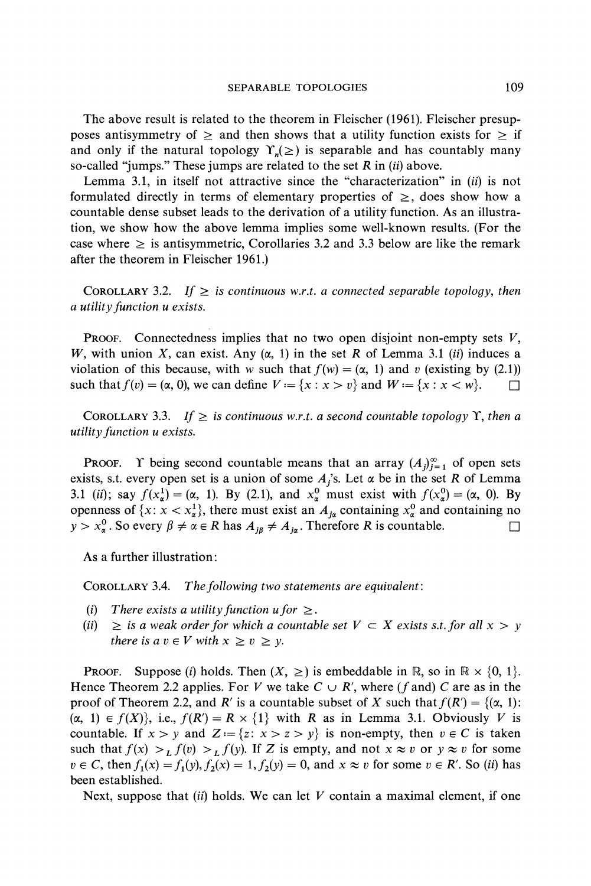The above result is related to the theorem in Fleischer (1961). Fleischer presupposes antisymmetry of $\geq$ and then shows that a utility function exists for $\geq$ if and only if the natural topology $\Upsilon_n(\geq)$ is separable and has countably many so-called "jumps." These jumps are related to the set $R$ in *(ii)* above.

Lemma 3.1, in itself not attractive since the "characterization" in *(ii)* is not formulated directly in terms of elementary properties of $\geq$, does show how a countable dense subset leads to the derivation of a utility function. As an illustration, we show how the above lemma implies some well-known results. (For the case where $\geq$ is antisymmetric, Corollaries 3.2 and 3.3 below are like the remark after the theorem in Fleischer 1961.)

COROLLARY 3.2. *If $\geq$ is continuous w.r.t. a connected separable topology, then a utility function u exists.*

PROOF. Connectedness implies that no two open disjoint non-empty sets $V$, $W$, with union $X$, can exist. Any $(\alpha, 1)$ in the set $R$ of Lemma 3.1 *(ii)* induces a violation of this because, with $w$ such that $f(w) = (\alpha, 1)$ and $v$ (existing by (2.1)) such that $f(v) = (\alpha, 0)$, we can define $V := \{x : x > v\}$ and $W := \{x : x < w\}$. □

COROLLARY 3.3. *If $\geq$ is continuous w.r.t. a second countable topology $\Upsilon$, then a utility function u exists.*

PROOF. $\Upsilon$ being second countable means that an array $(A_j)_{j=1}^{\infty}$ of open sets exists, s.t. every open set is a union of some $A_j$'s. Let $\alpha$ be in the set $R$ of Lemma 3.1 *(ii)*; say $f(x_\alpha^1) = (\alpha, 1)$. By (2.1), and $x_\alpha^0$ must exist with $f(x_\alpha^0) = (\alpha, 0)$. By openness of $\{x: x < x_\alpha^1\}$, there must exist an $A_{j_\alpha}$ containing $x_\alpha^0$ and containing no $y > x_\alpha^0$. So every $\beta \neq \alpha \in R$ has $A_{j_\beta} \neq A_{j_\alpha}$. Therefore $R$ is countable. □

As a further illustration:

COROLLARY 3.4. *The following two statements are equivalent:*

*(i)* *There exists a utility function u for $\geq$.*
*(ii)* *$\geq$ is a weak order for which a countable set $V \subset X$ exists s.t. for all $x > y$ there is a $v \in V$ with $x \geq v \geq y$.*

PROOF. Suppose *(i)* holds. Then $(X, \geq)$ is embeddable in $\mathbb{R}$, so in $\mathbb{R} \times \{0, 1\}$. Hence Theorem 2.2 applies. For $V$ we take $C \cup R'$, where ($f$ and) $C$ are as in the proof of Theorem 2.2, and $R'$ is a countable subset of $X$ such that $f(R') = \{(\alpha, 1): (\alpha, 1) \in f(X)\}$, i.e., $f(R') = R \times \{1\}$ with $R$ as in Lemma 3.1. Obviously $V$ is countable. If $x > y$ and $Z := \{z: x > z > y\}$ is non-empty, then $v \in C$ is taken such that $f(x) >_L f(v) >_L f(y)$. If $Z$ is empty, and not $x \approx v$ or $y \approx v$ for some $v \in C$, then $f_1(x) = f_1(y), f_2(x) = 1, f_2(y) = 0$, and $x \approx v$ for some $v \in R'$. So *(ii)* has been established.

Next, suppose that *(ii)* holds. We can let $V$ contain a maximal element, if one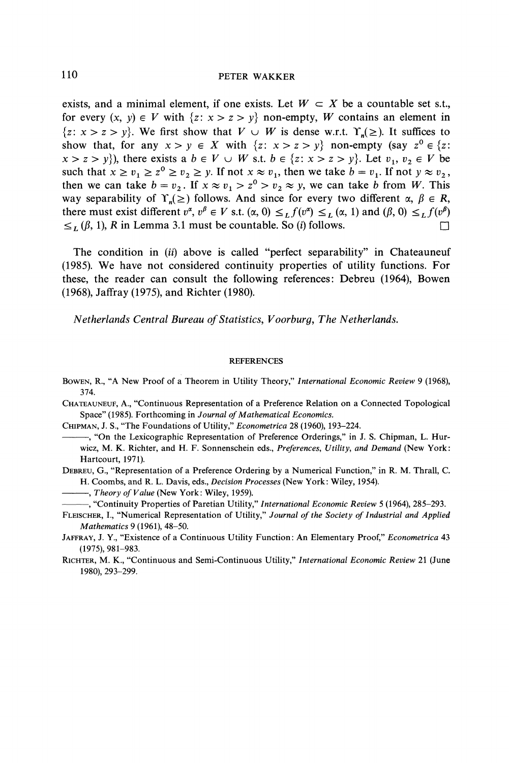exists, and a minimal element, if one exists. Let $W \subset X$ be a countable set s.t., for every $(x, y) \in V$ with $\{z: x > z > y\}$ non-empty, $W$ contains an element in $\{z: x > z > y\}$. We first show that $V \cup W$ is dense w.r.t. $\Upsilon_n(\geq)$. It suffices to show that, for any $x > y \in X$ with $\{z: x > z > y\}$ non-empty (say $z^0 \in \{z: x > z > y\}$), there exists a $b \in V \cup W$ s.t. $b \in \{z: x > z > y\}$. Let $v_1, v_2 \in V$ be such that $x \geq v_1 \geq z^0 \geq v_2 \geq y$. If not $x \approx v_1$, then we take $b = v_1$. If not $y \approx v_2$, then we can take $b = v_2$. If $x \approx v_1 > z^0 > v_2 \approx y$, we can take $b$ from $W$. This way separability of $\Upsilon_n(\geq)$ follows. And since for every two different $\alpha, \beta \in R$, there must exist different $v^\alpha, v^\beta \in V$ s.t. $(\alpha, 0) \leq_L f(v^\alpha) \leq_L (\alpha, 1)$ and $(\beta, 0) \leq_L f(v^\beta) \leq_L (\beta, 1)$, $R$ in Lemma 3.1 must be countable. So (*i*) follows. □

The condition in (*ii*) above is called "perfect separability" in Chateauneuf (1985). We have not considered continuity properties of utility functions. For these, the reader can consult the following references: Debreu (1964), Bowen (1968), Jaffray (1975), and Richter (1980).

*Netherlands Central Bureau of Statistics, Voorburg, The Netherlands.*

## REFERENCES

BOWEN, R., "A New Proof of a Theorem in Utility Theory," *International Economic Review* 9 (1968), 374.

CHATEAUNEUF, A., "Continuous Representation of a Preference Relation on a Connected Topological Space" (1985). Forthcoming in *Journal of Mathematical Economics.*

CHIPMAN, J. S., "The Foundations of Utility," *Econometrica* 28 (1960), 193–224.

———, "On the Lexicographic Representation of Preference Orderings," in J. S. Chipman, L. Hurwicz, M. K. Richter, and H. F. Sonnenschein eds., *Preferences, Utility, and Demand* (New York: Hartcourt, 1971).

DEBREU, G., "Representation of a Preference Ordering by a Numerical Function," in R. M. Thrall, C. H. Coombs, and R. L. Davis, eds., *Decision Processes* (New York: Wiley, 1954).

———, *Theory of Value* (New York: Wiley, 1959).

———, "Continuity Properties of Paretian Utility," *International Economic Review* 5 (1964), 285–293.

FLEISCHER, I., "Numerical Representation of Utility," *Journal of the Society of Industrial and Applied Mathematics* 9 (1961), 48–50.

JAFFRAY, J. Y., "Existence of a Continuous Utility Function: An Elementary Proof," *Econometrica* 43 (1975), 981–983.

RICHTER, M. K., "Continuous and Semi-Continuous Utility," *International Economic Review* 21 (June 1980), 293–299.